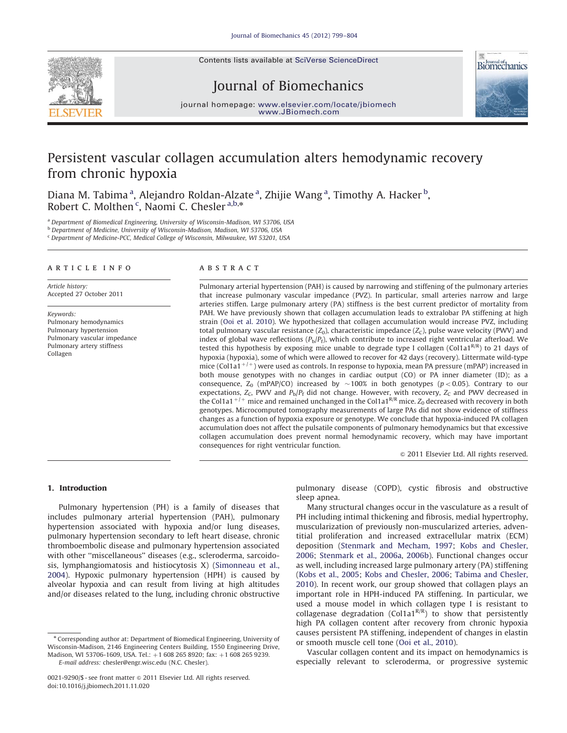# Persistent vascular collagen accumulation alters hemodynamic recovery from chronic hypoxia

Diana M. Tabima [a], Alejandro Roldan-Alzate [a], Zhijie Wang [a], Timothy A. Hacker [b], Robert C. Molthen [c], Naomi C. Chesler [a,b,*]

[a] Department of Biomedical Engineering, University of Wisconsin-Madison, WI 53706, USA
[b] Department of Medicine, University of Wisconsin-Madison, Madison, WI 53706, USA
[c] Department of Medicine-PCC, Medical College of Wisconsin, Milwaukee, WI 53201, USA

**ARTICLE INFO**

*Article history:*
Accepted 27 October 2011

*Keywords:*
Pulmonary hemodynamics
Pulmonary hypertension
Pulmonary vascular impedance
Pulmonary artery stiffness
Collagen

**ABSTRACT**

Pulmonary arterial hypertension (PAH) is caused by narrowing and stiffening of the pulmonary arteries that increase pulmonary vascular impedance (PVZ). In particular, small arteries narrow and large arteries stiffen. Large pulmonary artery (PA) stiffness is the best current predictor of mortality from PAH. We have previously shown that collagen accumulation leads to extralobar PA stiffening at high strain (Ooi et al. 2010). We hypothesized that collagen accumulation would increase PVZ, including total pulmonary vascular resistance ($Z_0$), characteristic impedance ($Z_C$), pulse wave velocity (PWV) and index of global wave reflections ($P_b/P_f$), which contribute to increased right ventricular afterload. We tested this hypothesis by exposing mice unable to degrade type I collagen (Col1a1$^{R/R}$) to 21 days of hypoxia (hypoxia), some of which were allowed to recover for 42 days (recovery). Littermate wild-type mice (Col1a1$^{+/+}$) were used as controls. In response to hypoxia, mean PA pressure (mPAP) increased in both mouse genotypes with no changes in cardiac output (CO) or PA inner diameter (ID); as a consequence, $Z_0$ (mPAP/CO) increased by ~100% in both genotypes ($p<0.05$). Contrary to our expectations, $Z_C$, PWV and $P_b/P_f$ did not change. However, with recovery, $Z_C$ and PWV decreased in the Col1a1$^{+/+}$ mice and remained unchanged in the Col1a1$^{R/R}$ mice. $Z_0$ decreased with recovery in both genotypes. Microcomputed tomography measurements of large PAs did not show evidence of stiffness changes as a function of hypoxia exposure or genotype. We conclude that hypoxia-induced PA collagen accumulation does not affect the pulsatile components of pulmonary hemodynamics but that excessive collagen accumulation does prevent normal hemodynamic recovery, which may have important consequences for right ventricular function.

© 2011 Elsevier Ltd. All rights reserved.

## 1. Introduction

Pulmonary hypertension (PH) is a family of diseases that includes pulmonary arterial hypertension (PAH), pulmonary hypertension associated with hypoxia and/or lung diseases, pulmonary hypertension secondary to left heart disease, chronic thromboembolic disease and pulmonary hypertension associated with other "miscellaneous" diseases (e.g., scleroderma, sarcoidosis, lymphangiomatosis and histiocytosis X) (Simonneau et al., 2004). Hypoxic pulmonary hypertension (HPH) is caused by alveolar hypoxia and can result from living at high altitudes and/or diseases related to the lung, including chronic obstructive pulmonary disease (COPD), cystic fibrosis and obstructive sleep apnea.

Many structural changes occur in the vasculature as a result of PH including intimal thickening and fibrosis, medial hypertrophy, muscularization of previously non-muscularized arteries, adventitial proliferation and increased extracellular matrix (ECM) deposition (Stenmark and Mecham, 1997; Kobs and Chesler, 2006; Stenmark et al., 2006a, 2006b). Functional changes occur as well, including increased large pulmonary artery (PA) stiffening (Kobs et al., 2005; Kobs and Chesler, 2006; Tabima and Chesler, 2010). In recent work, our group showed that collagen plays an important role in HPH-induced PA stiffening. In particular, we used a mouse model in which collagen type I is resistant to collagenase degradation (Col1a1$^{R/R}$) to show that persistently high PA collagen content after recovery from chronic hypoxia causes persistent PA stiffening, independent of changes in elastin or smooth muscle cell tone (Ooi et al., 2010).

Vascular collagen content and its impact on hemodynamics is especially relevant to scleroderma, or progressive systemic

* Corresponding author at: Department of Biomedical Engineering, University of Wisconsin-Madison, 2146 Engineering Centers Building, 1550 Engineering Drive, Madison, WI 53706-1609, USA. Tel.: +1 608 265 8920; fax: +1 608 265 9239.
E-mail address: chesler@engr.wisc.edu (N.C. Chesler).

0021-9290/$ - see front matter © 2011 Elsevier Ltd. All rights reserved.
doi:10.1016/j.jbiomech.2011.11.020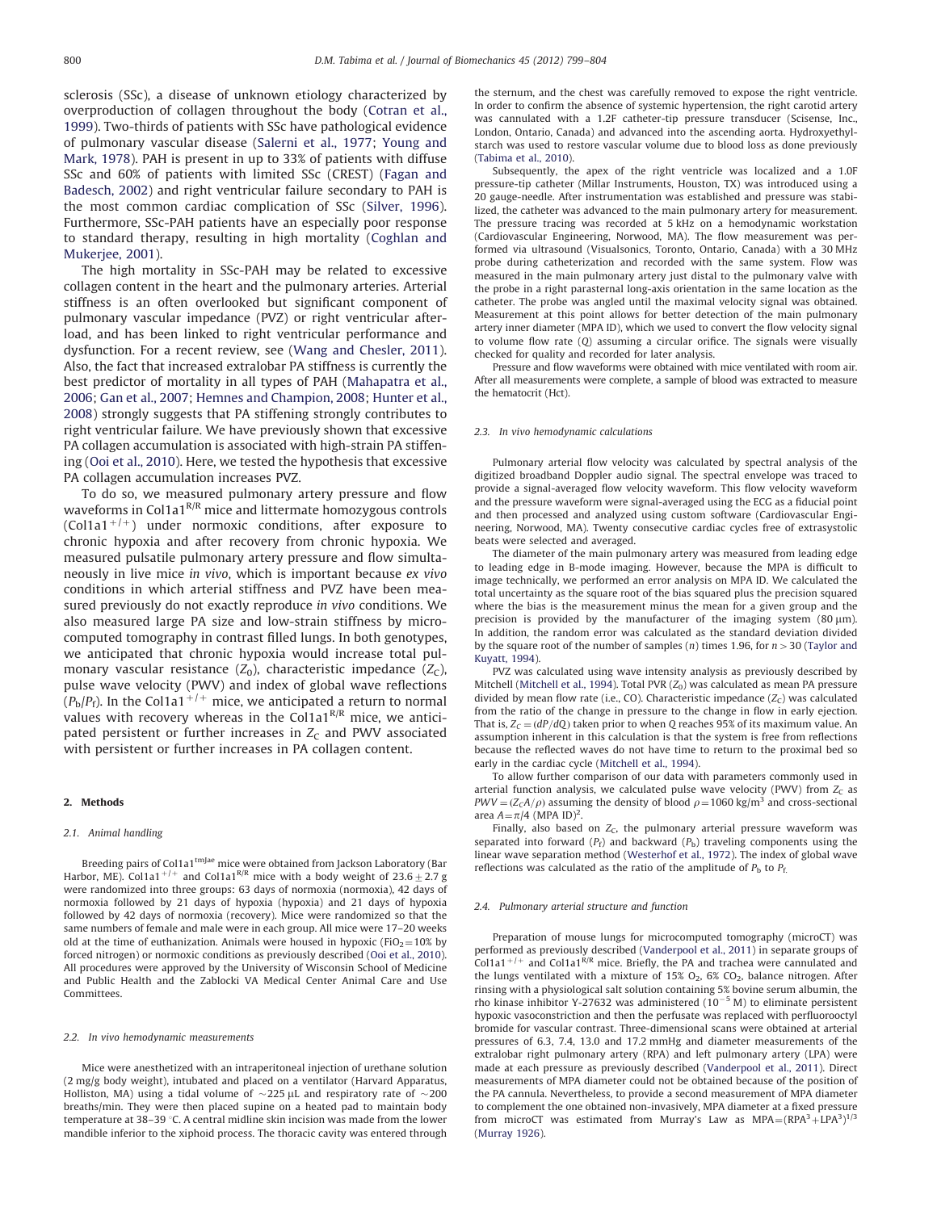sclerosis (SSc), a disease of unknown etiology characterized by overproduction of collagen throughout the body (Cotran et al., 1999). Two-thirds of patients with SSc have pathological evidence of pulmonary vascular disease (Salerni et al., 1977; Young and Mark, 1978). PAH is present in up to 33% of patients with diffuse SSc and 60% of patients with limited SSc (CREST) (Fagan and Badesch, 2002) and right ventricular failure secondary to PAH is the most common cardiac complication of SSc (Silver, 1996). Furthermore, SSc-PAH patients have an especially poor response to standard therapy, resulting in high mortality (Coghlan and Mukerjee, 2001).

The high mortality in SSc-PAH may be related to excessive collagen content in the heart and the pulmonary arteries. Arterial stiffness is an often overlooked but significant component of pulmonary vascular impedance (PVZ) or right ventricular afterload, and has been linked to right ventricular performance and dysfunction. For a recent review, see (Wang and Chesler, 2011). Also, the fact that increased extralobar PA stiffness is currently the best predictor of mortality in all types of PAH (Mahapatra et al., 2006; Gan et al., 2007; Hemnes and Champion, 2008; Hunter et al., 2008) strongly suggests that PA stiffening strongly contributes to right ventricular failure. We have previously shown that excessive PA collagen accumulation is associated with high-strain PA stiffening (Ooi et al., 2010). Here, we tested the hypothesis that excessive PA collagen accumulation increases PVZ.

To do so, we measured pulmonary artery pressure and flow waveforms in $Col1a1^{R/R}$ mice and littermate homozygous controls ($Col1a1^{+/+}$) under normoxic conditions, after exposure to chronic hypoxia and after recovery from chronic hypoxia. We measured pulsatile pulmonary artery pressure and flow simultaneously in live mice *in vivo*, which is important because *ex vivo* conditions in which arterial stiffness and PVZ have been measured previously do not exactly reproduce *in vivo* conditions. We also measured large PA size and low-strain stiffness by microcomputed tomography in contrast filled lungs. In both genotypes, we anticipated that chronic hypoxia would increase total pulmonary vascular resistance ($Z_0$), characteristic impedance ($Z_C$), pulse wave velocity (PWV) and index of global wave reflections ($P_b/P_f$). In the $Col1a1^{+/+}$ mice, we anticipated a return to normal values with recovery whereas in the $Col1a1^{R/R}$ mice, we anticipated persistent or further increases in $Z_C$ and PWV associated with persistent or further increases in PA collagen content.

## 2. Methods

### 2.1. Animal handling

Breeding pairs of $Col1a1^{tmJae}$ mice were obtained from Jackson Laboratory (Bar Harbor, ME). $Col1a1^{+/+}$ and $Col1a1^{R/R}$ mice with a body weight of $23.6 \pm 2.7$ g were randomized into three groups: 63 days of normoxia (normoxia), 42 days of normoxia followed by 21 days of hypoxia (hypoxia) and 21 days of hypoxia followed by 42 days of normoxia (recovery). Mice were randomized so that the same numbers of female and male were in each group. All mice were 17–20 weeks old at the time of euthanization. Animals were housed in hypoxic ($FiO_2 = 10\%$ by forced nitrogen) or normoxic conditions as previously described (Ooi et al., 2010). All procedures were approved by the University of Wisconsin School of Medicine and Public Health and the Zablocki VA Medical Center Animal Care and Use Committees.

### 2.2. In vivo hemodynamic measurements

Mice were anesthetized with an intraperitoneal injection of urethane solution (2 mg/g body weight), intubated and placed on a ventilator (Harvard Apparatus, Holliston, MA) using a tidal volume of ~225 μL and respiratory rate of ~200 breaths/min. They were then placed supine on a heated pad to maintain body temperature at 38–39 °C. A central midline skin incision was made from the lower mandible inferior to the xiphoid process. The thoracic cavity was entered through the sternum, and the chest was carefully removed to expose the right ventricle. In order to confirm the absence of systemic hypertension, the right carotid artery was cannulated with a 1.2F catheter-tip pressure transducer (Scisense, Inc., London, Ontario, Canada) and advanced into the ascending aorta. Hydroxyethylstarch was used to restore vascular volume due to blood loss as done previously (Tabima et al., 2010).

Subsequently, the apex of the right ventricle was localized and a 1.0F pressure-tip catheter (Millar Instruments, Houston, TX) was introduced using a 20 gauge-needle. After instrumentation was established and pressure was stabilized, the catheter was advanced to the main pulmonary artery for measurement. The pressure tracing was recorded at 5 kHz on a hemodynamic workstation (Cardiovascular Engineering, Norwood, MA). The flow measurement was performed via ultrasound (Visualsonics, Toronto, Ontario, Canada) with a 30 MHz probe during catheterization and recorded with the same system. Flow was measured in the main pulmonary artery just distal to the pulmonary valve with the probe in a right parasternal long-axis orientation in the same location as the catheter. The probe was angled until the maximal velocity signal was obtained. Measurement at this point allows for better detection of the main pulmonary artery inner diameter (MPA ID), which we used to convert the flow velocity signal to volume flow rate ($Q$) assuming a circular orifice. The signals were visually checked for quality and recorded for later analysis.

Pressure and flow waveforms were obtained with mice ventilated with room air. After all measurements were complete, a sample of blood was extracted to measure the hematocrit (Hct).

### 2.3. In vivo hemodynamic calculations

Pulmonary arterial flow velocity was calculated by spectral analysis of the digitized broadband Doppler audio signal. The spectral envelope was traced to provide a signal-averaged flow velocity waveform. This flow velocity waveform and the pressure waveform were signal-averaged using the ECG as a fiducial point and then processed and analyzed using custom software (Cardiovascular Engineering, Norwood, MA). Twenty consecutive cardiac cycles free of extrasystolic beats were selected and averaged.

The diameter of the main pulmonary artery was measured from leading edge to leading edge in B-mode imaging. However, because the MPA is difficult to image technically, we performed an error analysis on MPA ID. We calculated the total uncertainty as the square root of the bias squared plus the precision squared where the bias is the measurement minus the mean for a given group and the precision is provided by the manufacturer of the imaging system (80 μm). In addition, the random error was calculated as the standard deviation divided by the square root of the number of samples ($n$) times 1.96, for $n > 30$ (Taylor and Kuyatt, 1994).

PVZ was calculated using wave intensity analysis as previously described by Mitchell (Mitchell et al., 1994). Total PVR ($Z_0$) was calculated as mean PA pressure divided by mean flow rate (i.e., CO). Characteristic impedance ($Z_C$) was calculated from the ratio of the change in pressure to the change in flow in early ejection. That is, $Z_C = (dP/dQ)$ taken prior to when $Q$ reaches 95% of its maximum value. An assumption inherent in this calculation is that the system is free from reflections because the reflected waves do not have time to return to the proximal bed so early in the cardiac cycle (Mitchell et al., 1994).

To allow further comparison of our data with parameters commonly used in arterial function analysis, we calculated pulse wave velocity (PWV) from $Z_C$ as $PWV = (Z_C A/\rho)$ assuming the density of blood $\rho = 1060$ kg/m$^3$ and cross-sectional area $A = \pi/4\ (\text{MPA ID})^2$.

Finally, also based on $Z_C$, the pulmonary arterial pressure waveform was separated into forward ($P_f$) and backward ($P_b$) traveling components using the linear wave separation method (Westerhof et al., 1972). The index of global wave reflections was calculated as the ratio of the amplitude of $P_b$ to $P_f$.

### 2.4. Pulmonary arterial structure and function

Preparation of mouse lungs for microcomputed tomography (microCT) was performed as previously described (Vanderpool et al., 2011) in separate groups of $Col1a1^{+/+}$ and $Col1a1^{R/R}$ mice. Briefly, the PA and trachea were cannulated and the lungs ventilated with a mixture of 15% $O_2$, 6% $CO_2$, balance nitrogen. After rinsing with a physiological salt solution containing 5% bovine serum albumin, the rho kinase inhibitor Y-27632 was administered ($10^{-5}$ M) to eliminate persistent hypoxic vasoconstriction and then the perfusate was replaced with perfluorooctyl bromide for vascular contrast. Three-dimensional scans were obtained at arterial pressures of 6.3, 7.4, 13.0 and 17.2 mmHg and diameter measurements of the extralobar right pulmonary artery (RPA) and left pulmonary artery (LPA) were made at each pressure as previously described (Vanderpool et al., 2011). Direct measurements of MPA diameter could not be obtained because of the position of the PA cannula. Nevertheless, to provide a second measurement of MPA diameter to complement the one obtained non-invasively, MPA diameter at a fixed pressure from microCT was estimated from Murray's Law as $\text{MPA} = (\text{RPA}^3 + \text{LPA}^3)^{1/3}$ (Murray 1926).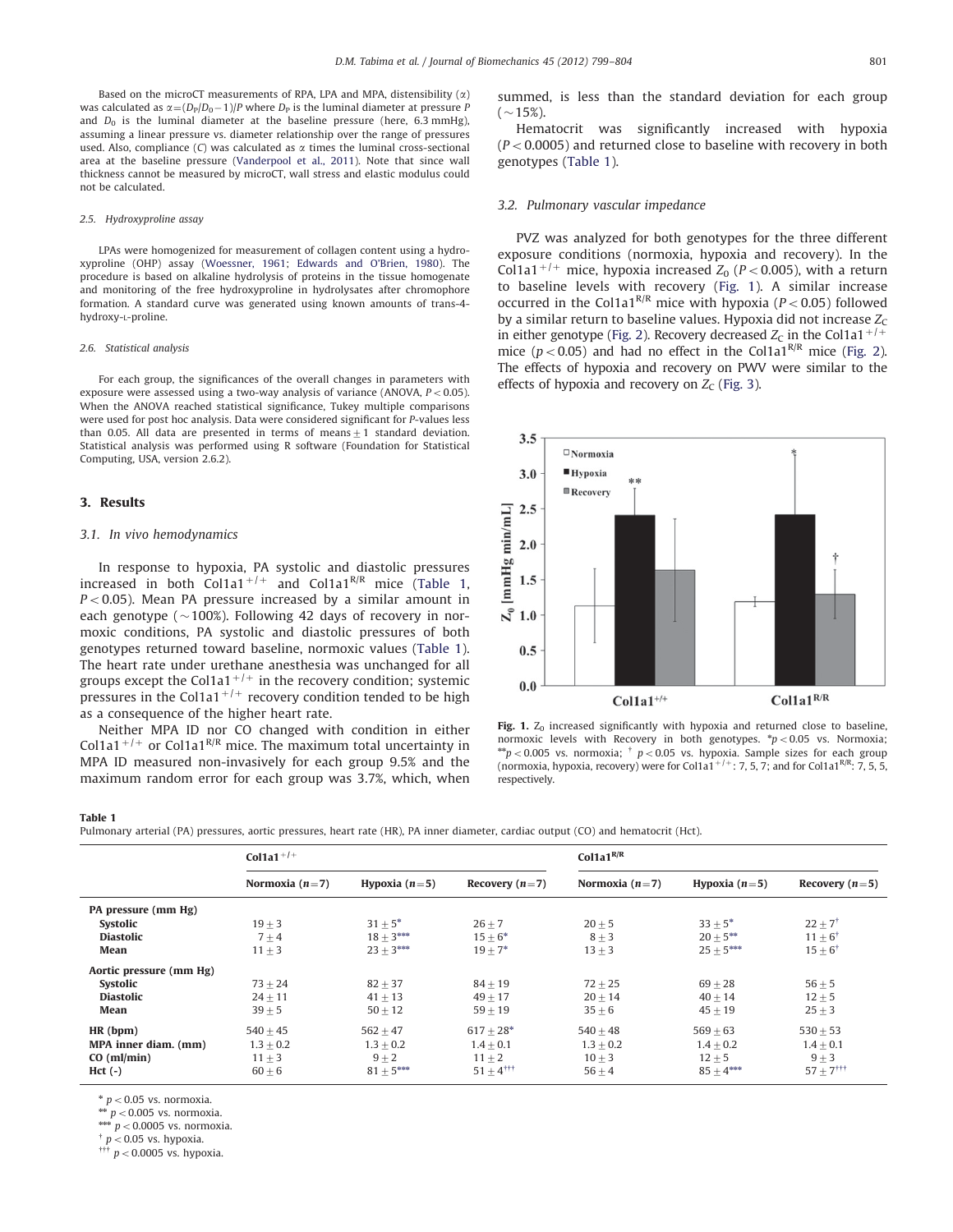Based on the microCT measurements of RPA, LPA and MPA, distensibility ($\alpha$) was calculated as $\alpha = (D_P/D_0 - 1)/P$ where $D_P$ is the luminal diameter at pressure $P$ and $D_0$ is the luminal diameter at the baseline pressure (here, 6.3 mmHg), assuming a linear pressure vs. diameter relationship over the range of pressures used. Also, compliance ($C$) was calculated as $\alpha$ times the luminal cross-sectional area at the baseline pressure (Vanderpool et al., 2011). Note that since wall thickness cannot be measured by microCT, wall stress and elastic modulus could not be calculated.

### 2.5. Hydroxyproline assay

LPAs were homogenized for measurement of collagen content using a hydroxyproline (OHP) assay (Woessner, 1961; Edwards and O'Brien, 1980). The procedure is based on alkaline hydrolysis of proteins in the tissue homogenate and monitoring of the free hydroxyproline in hydrolysates after chromophore formation. A standard curve was generated using known amounts of trans-4-hydroxy-L-proline.

### 2.6. Statistical analysis

For each group, the significances of the overall changes in parameters with exposure were assessed using a two-way analysis of variance (ANOVA, $P < 0.05$). When the ANOVA reached statistical significance, Tukey multiple comparisons were used for post hoc analysis. Data were considered significant for $P$-values less than 0.05. All data are presented in terms of means $\pm$ 1 standard deviation. Statistical analysis was performed using R software (Foundation for Statistical Computing, USA, version 2.6.2).

## 3. Results

### 3.1. In vivo hemodynamics

In response to hypoxia, PA systolic and diastolic pressures increased in both Col1a1$^{+/+}$ and Col1a1$^{R/R}$ mice (Table 1, $P < 0.05$). Mean PA pressure increased by a similar amount in each genotype (~100%). Following 42 days of recovery in normoxic conditions, PA systolic and diastolic pressures of both genotypes returned toward baseline, normoxic values (Table 1). The heart rate under urethane anesthesia was unchanged for all groups except the Col1a1$^{+/+}$ in the recovery condition; systemic pressures in the Col1a1$^{+/+}$ recovery condition tended to be high as a consequence of the higher heart rate.

Neither MPA ID nor CO changed with condition in either Col1a1$^{+/+}$ or Col1a1$^{R/R}$ mice. The maximum total uncertainty in MPA ID measured non-invasively for each group 9.5% and the maximum random error for each group was 3.7%, which, when summed, is less than the standard deviation for each group (~15%).

Hematocrit was significantly increased with hypoxia ($P < 0.0005$) and returned close to baseline with recovery in both genotypes (Table 1).

### 3.2. Pulmonary vascular impedance

PVZ was analyzed for both genotypes for the three different exposure conditions (normoxia, hypoxia and recovery). In the Col1a1$^{+/+}$ mice, hypoxia increased $Z_0$ ($P < 0.005$), with a return to baseline levels with recovery (Fig. 1). A similar increase occurred in the Col1a1$^{R/R}$ mice with hypoxia ($P < 0.05$) followed by a similar return to baseline values. Hypoxia did not increase $Z_C$ in either genotype (Fig. 2). Recovery decreased $Z_C$ in the Col1a1$^{+/+}$ mice ($p < 0.05$) and had no effect in the Col1a1$^{R/R}$ mice (Fig. 2). The effects of hypoxia and recovery on PWV were similar to the effects of hypoxia and recovery on $Z_C$ (Fig. 3).

**Fig. 1.** $Z_0$ increased significantly with hypoxia and returned close to baseline, normoxic levels with Recovery in both genotypes. *$p < 0.05$ vs. Normoxia; **$p < 0.005$ vs. normoxia; † $p < 0.05$ vs. hypoxia. Sample sizes for each group (normoxia, hypoxia, recovery) were for Col1a1$^{+/+}$: 7, 5, 7; and for Col1a1$^{R/R}$: 7, 5, 5, respectively.

**Table 1**
Pulmonary arterial (PA) pressures, aortic pressures, heart rate (HR), PA inner diameter, cardiac output (CO) and hematocrit (Hct).

| | **Col1a1$^{+/+}$** | | | **Col1a1$^{R/R}$** | | |
|---|---|---|---|---|---|---|
| | **Normoxia ($n=7$)** | **Hypoxia ($n=5$)** | **Recovery ($n=7$)** | **Normoxia ($n=7$)** | **Hypoxia ($n=5$)** | **Recovery ($n=5$)** |
| **PA pressure (mm Hg)** | | | | | | |
| **Systolic** | 19 ± 3 | 31 ± 5* | 26 ± 7 | 20 ± 5 | 33 ± 5* | 22 ± 7† |
| **Diastolic** | 7 ± 4 | 18 ± 3*** | 15 ± 6* | 8 ± 3 | 20 ± 5** | 11 ± 6† |
| **Mean** | 11 ± 3 | 23 ± 3*** | 19 ± 7* | 13 ± 3 | 25 ± 5*** | 15 ± 6† |
| **Aortic pressure (mm Hg)** | | | | | | |
| **Systolic** | 73 ± 24 | 82 ± 37 | 84 ± 19 | 72 ± 25 | 69 ± 28 | 56 ± 5 |
| **Diastolic** | 24 ± 11 | 41 ± 13 | 49 ± 17 | 20 ± 14 | 40 ± 14 | 12 ± 5 |
| **Mean** | 39 ± 5 | 50 ± 12 | 59 ± 19 | 35 ± 6 | 45 ± 19 | 25 ± 3 |
| **HR (bpm)** | 540 ± 45 | 562 ± 47 | 617 ± 28* | 540 ± 48 | 569 ± 63 | 530 ± 53 |
| **MPA inner diam. (mm)** | 1.3 ± 0.2 | 1.3 ± 0.2 | 1.4 ± 0.1 | 1.3 ± 0.2 | 1.4 ± 0.2 | 1.4 ± 0.1 |
| **CO (ml/min)** | 11 ± 3 | 9 ± 2 | 11 ± 2 | 10 ± 3 | 12 ± 5 | 9 ± 3 |
| **Hct (-)** | 60 ± 6 | 81 ± 5*** | 51 ± 4††† | 56 ± 4 | 85 ± 4*** | 57 ± 7††† |

* $p < 0.05$ vs. normoxia.
** $p < 0.005$ vs. normoxia.
*** $p < 0.0005$ vs. normoxia.
† $p < 0.05$ vs. hypoxia.
††† $p < 0.0005$ vs. hypoxia.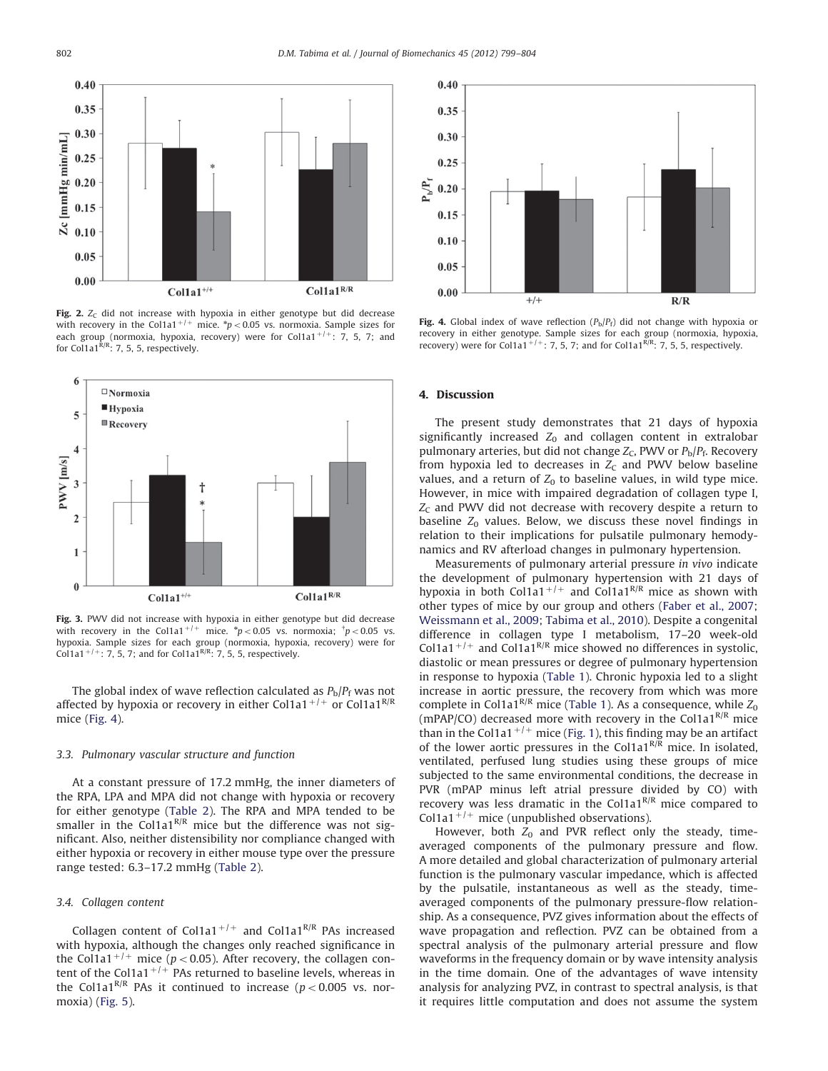Fig. 2. $Z_C$ did not increase with hypoxia in either genotype but did decrease with recovery in the Col1a1$^{+/+}$ mice. *$p < 0.05$ vs. normoxia. Sample sizes for each group (normoxia, hypoxia, recovery) were for Col1a1$^{+/+}$: 7, 5, 7; and for Col1a1$^{R/R}$: 7, 5, 5, respectively.

Fig. 3. PWV did not increase with hypoxia in either genotype but did decrease with recovery in the Col1a1$^{+/+}$ mice. *$p < 0.05$ vs. normoxia; †$p < 0.05$ vs. hypoxia. Sample sizes for each group (normoxia, hypoxia, recovery) were for Col1a1$^{+/+}$: 7, 5, 7; and for Col1a1$^{R/R}$: 7, 5, 5, respectively.

The global index of wave reflection calculated as $P_b/P_f$ was not affected by hypoxia or recovery in either Col1a1$^{+/+}$ or Col1a1$^{R/R}$ mice (Fig. 4).

### 3.3. Pulmonary vascular structure and function

At a constant pressure of 17.2 mmHg, the inner diameters of the RPA, LPA and MPA did not change with hypoxia or recovery for either genotype (Table 2). The RPA and MPA tended to be smaller in the Col1a1$^{R/R}$ mice but the difference was not significant. Also, neither distensibility nor compliance changed with either hypoxia or recovery in either mouse type over the pressure range tested: 6.3–17.2 mmHg (Table 2).

### 3.4. Collagen content

Collagen content of Col1a1$^{+/+}$ and Col1a1$^{R/R}$ PAs increased with hypoxia, although the changes only reached significance in the Col1a1$^{+/+}$ mice ($p < 0.05$). After recovery, the collagen content of the Col1a1$^{+/+}$ PAs returned to baseline levels, whereas in the Col1a1$^{R/R}$ PAs it continued to increase ($p < 0.005$ vs. normoxia) (Fig. 5).

Fig. 4. Global index of wave reflection ($P_b/P_f$) did not change with hypoxia or recovery in either genotype. Sample sizes for each group (normoxia, hypoxia, recovery) were for Col1a1$^{+/+}$: 7, 5, 7; and for Col1a1$^{R/R}$: 7, 5, 5, respectively.

## 4. Discussion

The present study demonstrates that 21 days of hypoxia significantly increased $Z_0$ and collagen content in extralobar pulmonary arteries, but did not change $Z_C$, PWV or $P_b/P_f$. Recovery from hypoxia led to decreases in $Z_C$ and PWV below baseline values, and a return of $Z_0$ to baseline values, in wild type mice. However, in mice with impaired degradation of collagen type I, $Z_C$ and PWV did not decrease with recovery despite a return to baseline $Z_0$ values. Below, we discuss these novel findings in relation to their implications for pulsatile pulmonary hemodynamics and RV afterload changes in pulmonary hypertension.

Measurements of pulmonary arterial pressure *in vivo* indicate the development of pulmonary hypertension with 21 days of hypoxia in both Col1a1$^{+/+}$ and Col1a1$^{R/R}$ mice as shown with other types of mice by our group and others (Faber et al., 2007; Weissmann et al., 2009; Tabima et al., 2010). Despite a congenital difference in collagen type I metabolism, 17–20 week-old Col1a1$^{+/+}$ and Col1a1$^{R/R}$ mice showed no differences in systolic, diastolic or mean pressures or degree of pulmonary hypertension in response to hypoxia (Table 1). Chronic hypoxia led to a slight increase in aortic pressure, the recovery from which was more complete in Col1a1$^{R/R}$ mice (Table 1). As a consequence, while $Z_0$ (mPAP/CO) decreased more with recovery in the Col1a1$^{R/R}$ mice than in the Col1a1$^{+/+}$ mice (Fig. 1), this finding may be an artifact of the lower aortic pressures in the Col1a1$^{R/R}$ mice. In isolated, ventilated, perfused lung studies using these groups of mice subjected to the same environmental conditions, the decrease in PVR (mPAP minus left atrial pressure divided by CO) with recovery was less dramatic in the Col1a1$^{R/R}$ mice compared to Col1a1$^{+/+}$ mice (unpublished observations).

However, both $Z_0$ and PVR reflect only the steady, time-averaged components of the pulmonary pressure and flow. A more detailed and global characterization of pulmonary arterial function is the pulmonary vascular impedance, which is affected by the pulsatile, instantaneous as well as the steady, time-averaged components of the pulmonary pressure-flow relationship. As a consequence, PVZ gives information about the effects of wave propagation and reflection. PVZ can be obtained from a spectral analysis of the pulmonary arterial pressure and flow waveforms in the frequency domain or by wave intensity analysis in the time domain. One of the advantages of wave intensity analysis for analyzing PVZ, in contrast to spectral analysis, is that it requires little computation and does not assume the system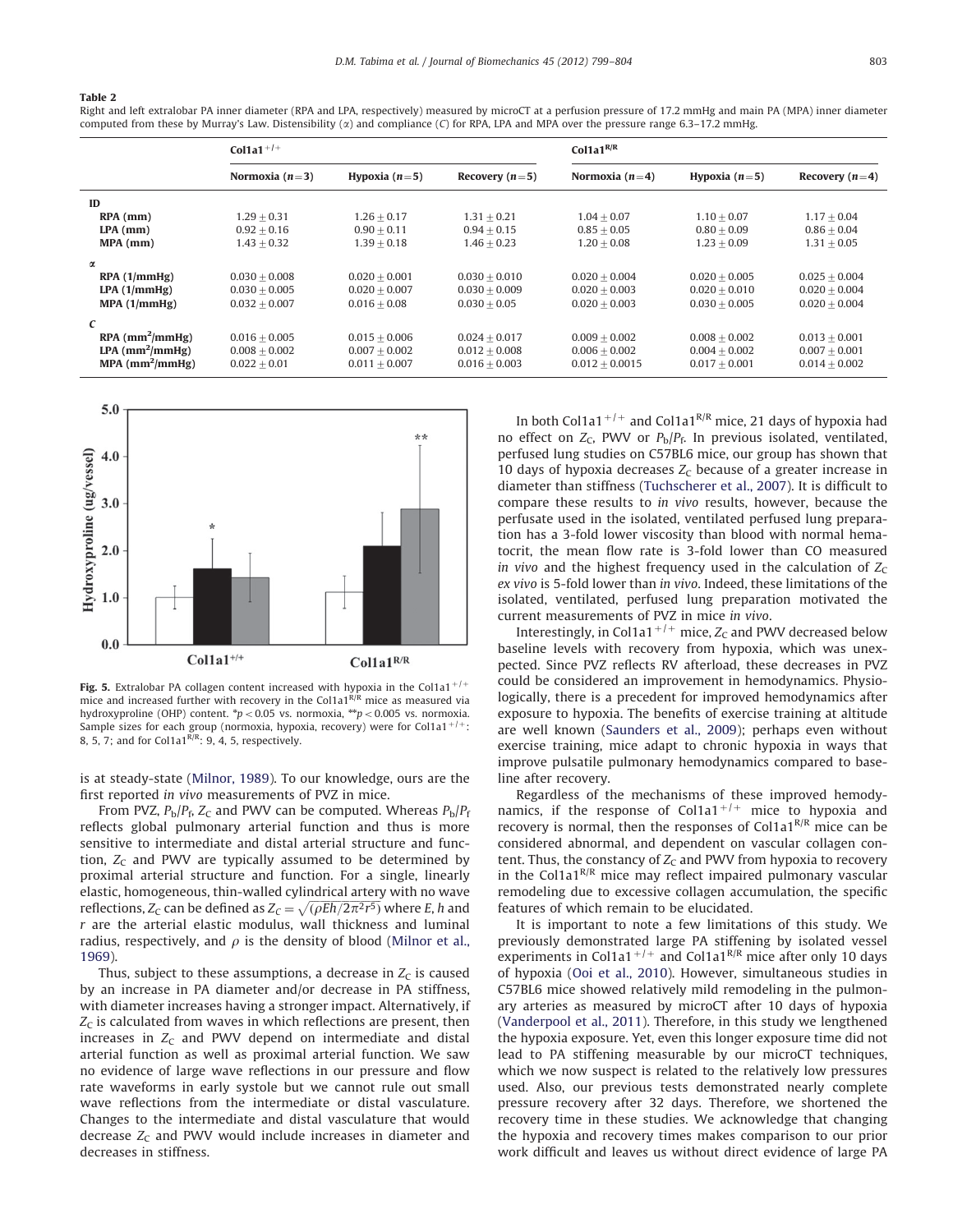**Table 2**

Right and left extralobar PA inner diameter (RPA and LPA, respectively) measured by microCT at a perfusion pressure of 17.2 mmHg and main PA (MPA) inner diameter computed from these by Murray's Law. Distensibility (α) and compliance (C) for RPA, LPA and MPA over the pressure range 6.3–17.2 mmHg.

| | $Col1a1^{+/+}$ | | | $Col1a1^{R/R}$ | | |
|---|---|---|---|---|---|---|
| | Normoxia ($n=3$) | Hypoxia ($n=5$) | Recovery ($n=5$) | Normoxia ($n=4$) | Hypoxia ($n=5$) | Recovery ($n=4$) |
| **ID** | | | | | | |
| RPA (mm) | 1.29 ± 0.31 | 1.26 ± 0.17 | 1.31 ± 0.21 | 1.04 ± 0.07 | 1.10 ± 0.07 | 1.17 ± 0.04 |
| LPA (mm) | 0.92 ± 0.16 | 0.90 ± 0.11 | 0.94 ± 0.15 | 0.85 ± 0.05 | 0.80 ± 0.09 | 0.86 ± 0.04 |
| MPA (mm) | 1.43 ± 0.32 | 1.39 ± 0.18 | 1.46 ± 0.23 | 1.20 ± 0.08 | 1.23 ± 0.09 | 1.31 ± 0.05 |
| **α** | | | | | | |
| RPA (1/mmHg) | 0.030 ± 0.008 | 0.020 ± 0.001 | 0.030 ± 0.010 | 0.020 ± 0.004 | 0.020 ± 0.005 | 0.025 ± 0.004 |
| LPA (1/mmHg) | 0.030 ± 0.005 | 0.020 ± 0.007 | 0.030 ± 0.009 | 0.020 ± 0.003 | 0.020 ± 0.010 | 0.020 ± 0.004 |
| MPA (1/mmHg) | 0.032 ± 0.007 | 0.016 ± 0.08 | 0.030 ± 0.05 | 0.020 ± 0.003 | 0.030 ± 0.005 | 0.020 ± 0.004 |
| **C** | | | | | | |
| RPA ($mm^2$/mmHg) | 0.016 ± 0.005 | 0.015 ± 0.006 | 0.024 ± 0.017 | 0.009 ± 0.002 | 0.008 ± 0.002 | 0.013 ± 0.001 |
| LPA ($mm^2$/mmHg) | 0.008 ± 0.002 | 0.007 ± 0.002 | 0.012 ± 0.008 | 0.006 ± 0.002 | 0.004 ± 0.002 | 0.007 ± 0.001 |
| MPA ($mm^2$/mmHg) | 0.022 ± 0.01 | 0.011 ± 0.007 | 0.016 ± 0.003 | 0.012 ± 0.0015 | 0.017 ± 0.001 | 0.014 ± 0.002 |

**Fig. 5.** Extralobar PA collagen content increased with hypoxia in the $Col1a1^{+/+}$ mice and increased further with recovery in the $Col1a1^{R/R}$ mice as measured via hydroxyproline (OHP) content. *$p<0.05$ vs. normoxia, **$p<0.005$ vs. normoxia. Sample sizes for each group (normoxia, hypoxia, recovery) were for $Col1a1^{+/+}$: 8, 5, 7; and for $Col1a1^{R/R}$: 9, 4, 5, respectively.

is at steady-state (Milnor, 1989). To our knowledge, ours are the first reported *in vivo* measurements of PVZ in mice.

From PVZ, $P_b/P_f$, $Z_C$ and PWV can be computed. Whereas $P_b/P_f$ reflects global pulmonary arterial function and thus is more sensitive to intermediate and distal arterial structure and function, $Z_C$ and PWV are typically assumed to be determined by proximal arterial structure and function. For a single, linearly elastic, homogeneous, thin-walled cylindrical artery with no wave reflections, $Z_C$ can be defined as $Z_C=\sqrt{(\rho Eh/2\pi^2 r^5)}$ where $E$, $h$ and $r$ are the arterial elastic modulus, wall thickness and luminal radius, respectively, and $\rho$ is the density of blood (Milnor et al., 1969).

Thus, subject to these assumptions, a decrease in $Z_C$ is caused by an increase in PA diameter and/or decrease in PA stiffness, with diameter increases having a stronger impact. Alternatively, if $Z_C$ is calculated from waves in which reflections are present, then increases in $Z_C$ and PWV depend on intermediate and distal arterial function as well as proximal arterial function. We saw no evidence of large wave reflections in our pressure and flow rate waveforms in early systole but we cannot rule out small wave reflections from the intermediate or distal vasculature. Changes to the intermediate and distal vasculature that would decrease $Z_C$ and PWV would include increases in diameter and decreases in stiffness.

In both $Col1a1^{+/+}$ and $Col1a1^{R/R}$ mice, 21 days of hypoxia had no effect on $Z_C$, PWV or $P_b/P_f$. In previous isolated, ventilated, perfused lung studies on C57BL6 mice, our group has shown that 10 days of hypoxia decreases $Z_C$ because of a greater increase in diameter than stiffness (Tuchscherer et al., 2007). It is difficult to compare these results to *in vivo* results, however, because the perfusate used in the isolated, ventilated perfused lung preparation has a 3-fold lower viscosity than blood with normal hematocrit, the mean flow rate is 3-fold lower than CO measured *in vivo* and the highest frequency used in the calculation of $Z_C$ *ex vivo* is 5-fold lower than *in vivo*. Indeed, these limitations of the isolated, ventilated, perfused lung preparation motivated the current measurements of PVZ in mice *in vivo*.

Interestingly, in $Col1a1^{+/+}$ mice, $Z_C$ and PWV decreased below baseline levels with recovery from hypoxia, which was unexpected. Since PVZ reflects RV afterload, these decreases in PVZ could be considered an improvement in hemodynamics. Physiologically, there is a precedent for improved hemodynamics after exposure to hypoxia. The benefits of exercise training at altitude are well known (Saunders et al., 2009); perhaps even without exercise training, mice adapt to chronic hypoxia in ways that improve pulsatile pulmonary hemodynamics compared to baseline after recovery.

Regardless of the mechanisms of these improved hemodynamics, if the response of $Col1a1^{+/+}$ mice to hypoxia and recovery is normal, then the responses of $Col1a1^{R/R}$ mice can be considered abnormal, and dependent on vascular collagen content. Thus, the constancy of $Z_C$ and PWV from hypoxia to recovery in the $Col1a1^{R/R}$ mice may reflect impaired pulmonary vascular remodeling due to excessive collagen accumulation, the specific features of which remain to be elucidated.

It is important to note a few limitations of this study. We previously demonstrated large PA stiffening by isolated vessel experiments in $Col1a1^{+/+}$ and $Col1a1^{R/R}$ mice after only 10 days of hypoxia (Ooi et al., 2010). However, simultaneous studies in C57BL6 mice showed relatively mild remodeling in the pulmonary arteries as measured by microCT after 10 days of hypoxia (Vanderpool et al., 2011). Therefore, in this study we lengthened the hypoxia exposure. Yet, even this longer exposure time did not lead to PA stiffening measurable by our microCT techniques, which we now suspect is related to the relatively low pressures used. Also, our previous tests demonstrated nearly complete pressure recovery after 32 days. Therefore, we shortened the recovery time in these studies. We acknowledge that changing the hypoxia and recovery times makes comparison to our prior work difficult and leaves us without direct evidence of large PA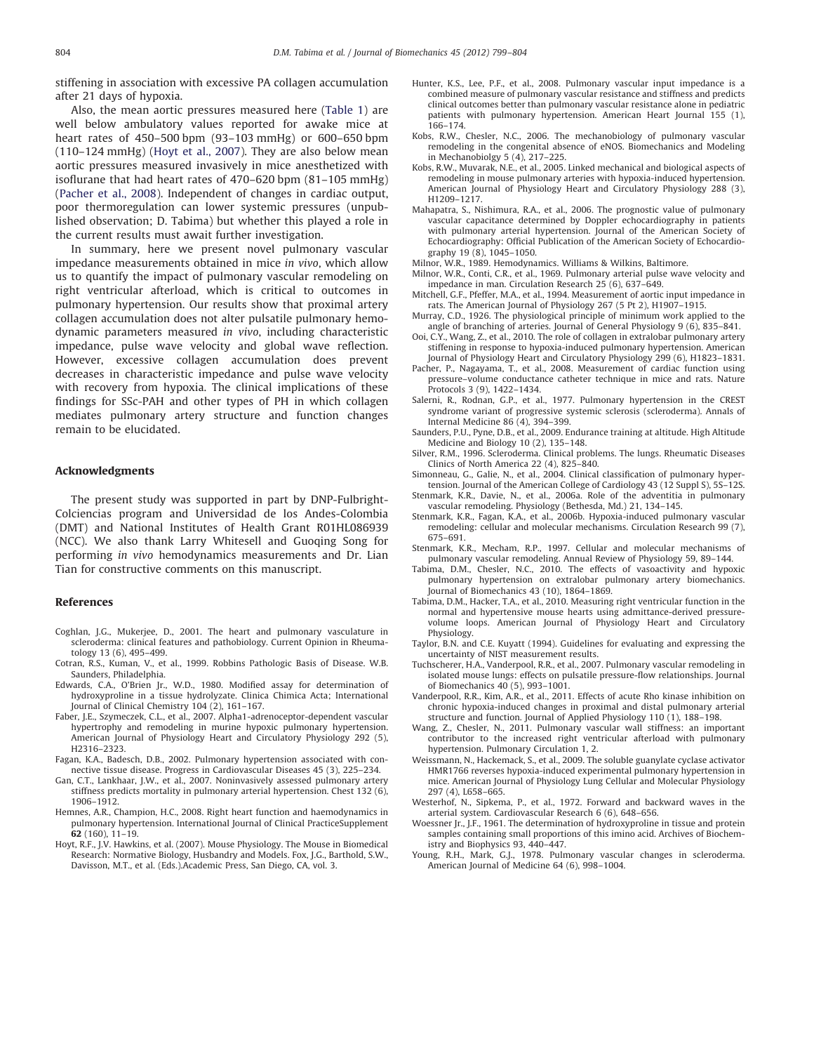stiffening in association with excessive PA collagen accumulation after 21 days of hypoxia.

Also, the mean aortic pressures measured here (Table 1) are well below ambulatory values reported for awake mice at heart rates of 450–500 bpm (93–103 mmHg) or 600–650 bpm (110–124 mmHg) (Hoyt et al., 2007). They are also below mean aortic pressures measured invasively in mice anesthetized with isoflurane that had heart rates of 470–620 bpm (81–105 mmHg) (Pacher et al., 2008). Independent of changes in cardiac output, poor thermoregulation can lower systemic pressures (unpublished observation; D. Tabima) but whether this played a role in the current results must await further investigation.

In summary, here we present novel pulmonary vascular impedance measurements obtained in mice *in vivo*, which allow us to quantify the impact of pulmonary vascular remodeling on right ventricular afterload, which is critical to outcomes in pulmonary hypertension. Our results show that proximal artery collagen accumulation does not alter pulsatile pulmonary hemodynamic parameters measured *in vivo*, including characteristic impedance, pulse wave velocity and global wave reflection. However, excessive collagen accumulation does prevent decreases in characteristic impedance and pulse wave velocity with recovery from hypoxia. The clinical implications of these findings for SSc-PAH and other types of PH in which collagen mediates pulmonary artery structure and function changes remain to be elucidated.

## Acknowledgments

The present study was supported in part by DNP-Fulbright-Colciencias program and Universidad de los Andes-Colombia (DMT) and National Institutes of Health Grant R01HL086939 (NCC). We also thank Larry Whitesell and Guoqing Song for performing *in vivo* hemodynamics measurements and Dr. Lian Tian for constructive comments on this manuscript.

## References

Coghlan, J.G., Mukerjee, D., 2001. The heart and pulmonary vasculature in scleroderma: clinical features and pathobiology. Current Opinion in Rheumatology 13 (6), 495–499.

Cotran, R.S., Kuman, V., et al., 1999. Robbins Pathologic Basis of Disease. W.B. Saunders, Philadelphia.

Edwards, C.A., O'Brien Jr., W.D., 1980. Modified assay for determination of hydroxyproline in a tissue hydrolyzate. Clinica Chimica Acta; International Journal of Clinical Chemistry 104 (2), 161–167.

Faber, J.E., Szymeczek, C.L., et al., 2007. Alpha1-adrenoceptor-dependent vascular hypertrophy and remodeling in murine hypoxic pulmonary hypertension. American Journal of Physiology Heart and Circulatory Physiology 292 (5), H2316–2323.

Fagan, K.A., Badesch, D.B., 2002. Pulmonary hypertension associated with connective tissue disease. Progress in Cardiovascular Diseases 45 (3), 225–234.

Gan, C.T., Lankhaar, J.W., et al., 2007. Noninvasively assessed pulmonary artery stiffness predicts mortality in pulmonary arterial hypertension. Chest 132 (6), 1906–1912.

Hemnes, A.R., Champion, H.C., 2008. Right heart function and haemodynamics in pulmonary hypertension. International Journal of Clinical PracticeSupplement **62** (160), 11–19.

Hoyt, R.F., J.V. Hawkins, et al. (2007). Mouse Physiology. The Mouse in Biomedical Research: Normative Biology, Husbandry and Models. Fox, J.G., Barthold, S.W., Davisson, M.T., et al. (Eds.).Academic Press, San Diego, CA, vol. 3.

Hunter, K.S., Lee, P.F., et al., 2008. Pulmonary vascular input impedance is a combined measure of pulmonary vascular resistance and stiffness and predicts clinical outcomes better than pulmonary vascular resistance alone in pediatric patients with pulmonary hypertension. American Heart Journal 155 (1), 166–174.

Kobs, R.W., Chesler, N.C., 2006. The mechanobiology of pulmonary vascular remodeling in the congenital absence of eNOS. Biomechanics and Modeling in Mechanobiolgy 5 (4), 217–225.

Kobs, R.W., Muvarak, N.E., et al., 2005. Linked mechanical and biological aspects of remodeling in mouse pulmonary arteries with hypoxia-induced hypertension. American Journal of Physiology Heart and Circulatory Physiology 288 (3), H1209–1217.

Mahapatra, S., Nishimura, R.A., et al., 2006. The prognostic value of pulmonary vascular capacitance determined by Doppler echocardiography in patients with pulmonary arterial hypertension. Journal of the American Society of Echocardiography: Official Publication of the American Society of Echocardiography 19 (8), 1045–1050.

Milnor, W.R., 1989. Hemodynamics. Williams & Wilkins, Baltimore.

Milnor, W.R., Conti, C.R., et al., 1969. Pulmonary arterial pulse wave velocity and impedance in man. Circulation Research 25 (6), 637–649.

Mitchell, G.F., Pfeffer, M.A., et al., 1994. Measurement of aortic input impedance in rats. The American Journal of Physiology 267 (5 Pt 2), H1907–1915.

Murray, C.D., 1926. The physiological principle of minimum work applied to the angle of branching of arteries. Journal of General Physiology 9 (6), 835–841.

Ooi, C.Y., Wang, Z., et al., 2010. The role of collagen in extralobar pulmonary artery stiffening in response to hypoxia-induced pulmonary hypertension. American Journal of Physiology Heart and Circulatory Physiology 299 (6), H1823–1831.

Pacher, P., Nagayama, T., et al., 2008. Measurement of cardiac function using pressure–volume conductance catheter technique in mice and rats. Nature Protocols 3 (9), 1422–1434.

Salerni, R., Rodnan, G.P., et al., 1977. Pulmonary hypertension in the CREST syndrome variant of progressive systemic sclerosis (scleroderma). Annals of Internal Medicine 86 (4), 394–399.

Saunders, P.U., Pyne, D.B., et al., 2009. Endurance training at altitude. High Altitude Medicine and Biology 10 (2), 135–148.

Silver, R.M., 1996. Scleroderma. Clinical problems. The lungs. Rheumatic Diseases Clinics of North America 22 (4), 825–840.

Simonneau, G., Galie, N., et al., 2004. Clinical classification of pulmonary hypertension. Journal of the American College of Cardiology 43 (12 Suppl S), 5S–12S.

Stenmark, K.R., Davie, N., et al., 2006a. Role of the adventitia in pulmonary vascular remodeling. Physiology (Bethesda, Md.) 21, 134–145.

Stenmark, K.R., Fagan, K.A., et al., 2006b. Hypoxia-induced pulmonary vascular remodeling: cellular and molecular mechanisms. Circulation Research 99 (7), 675–691.

Stenmark, K.R., Mecham, R.P., 1997. Cellular and molecular mechanisms of pulmonary vascular remodeling. Annual Review of Physiology 59, 89–144.

Tabima, D.M., Chesler, N.C., 2010. The effects of vasoactivity and hypoxic pulmonary hypertension on extralobar pulmonary artery biomechanics. Journal of Biomechanics 43 (10), 1864–1869.

Tabima, D.M., Hacker, T.A., et al., 2010. Measuring right ventricular function in the normal and hypertensive mouse hearts using admittance-derived pressure-volume loops. American Journal of Physiology Heart and Circulatory Physiology.

Taylor, B.N. and C.E. Kuyatt (1994). Guidelines for evaluating and expressing the uncertainty of NIST measurement results.

Tuchscherer, H.A., Vanderpool, R.R., et al., 2007. Pulmonary vascular remodeling in isolated mouse lungs: effects on pulsatile pressure-flow relationships. Journal of Biomechanics 40 (5), 993–1001.

Vanderpool, R.R., Kim, A.R., et al., 2011. Effects of acute Rho kinase inhibition on chronic hypoxia-induced changes in proximal and distal pulmonary arterial structure and function. Journal of Applied Physiology 110 (1), 188–198.

Wang, Z., Chesler, N., 2011. Pulmonary vascular wall stiffness: an important contributor to the increased right ventricular afterload with pulmonary hypertension. Pulmonary Circulation 1, 2.

Weissmann, N., Hackemack, S., et al., 2009. The soluble guanylate cyclase activator HMR1766 reverses hypoxia-induced experimental pulmonary hypertension in mice. American Journal of Physiology Lung Cellular and Molecular Physiology 297 (4), L658–665.

Westerhof, N., Sipkema, P., et al., 1972. Forward and backward waves in the arterial system. Cardiovascular Research 6 (6), 648–656.

Woessner Jr., J.F., 1961. The determination of hydroxyproline in tissue and protein samples containing small proportions of this imino acid. Archives of Biochemistry and Biophysics 93, 440–447.

Young, R.H., Mark, G.J., 1978. Pulmonary vascular changes in scleroderma. American Journal of Medicine 64 (6), 998–1004.